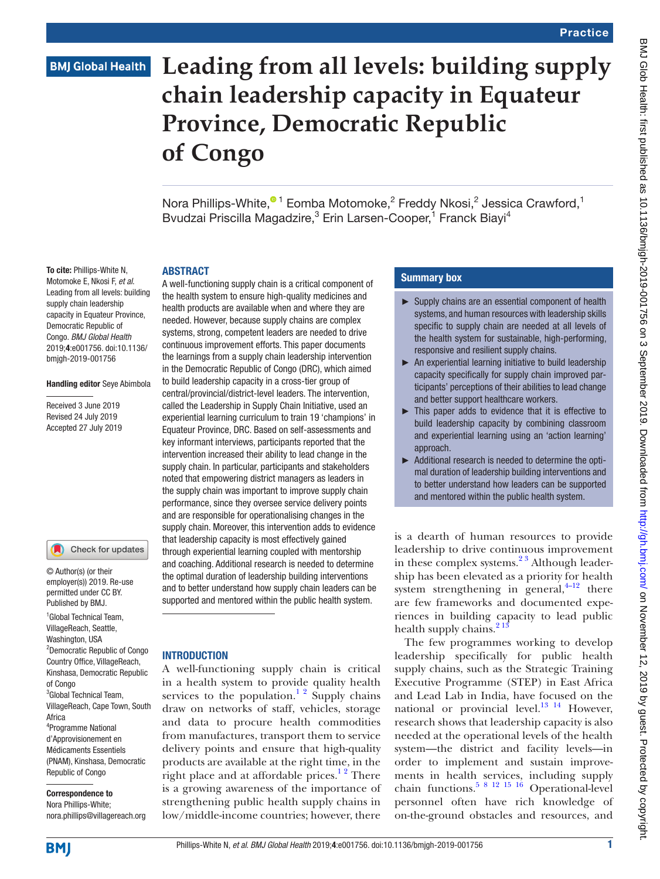# Leading from all levels: building supply chain leadership capacity in Equateur Province, Democratic Republic of Congo

Nora Phillips-White,[1] Eomba Motomoke,[2] Freddy Nkosi,[2] Jessica Crawford,[1] Bvudzai Priscilla Magadzire,[3] Erin Larsen-Cooper,[1] Franck Biayi[4]

**To cite:** Phillips-White N, Motomoke E, Nkosi F, *et al*. Leading from all levels: building supply chain leadership capacity in Equateur Province, Democratic Republic of Congo. *BMJ Global Health* 2019;**4**:e001756. doi:10.1136/bmjgh-2019-001756

**Handling editor** Seye Abimbola

Received 3 June 2019
Revised 24 July 2019
Accepted 27 July 2019

© Author(s) (or their employer(s)) 2019. Re-use permitted under CC BY. Published by BMJ.

[1]Global Technical Team, VillageReach, Seattle, Washington, USA
[2]Democratic Republic of Congo Country Office, VillageReach, Kinshasa, Democratic Republic of Congo
[3]Global Technical Team, VillageReach, Cape Town, South Africa
[4]Programme National d'Approvisionement en Médicaments Essentiels (PNAM), Kinshasa, Democratic Republic of Congo

**Correspondence to**
Nora Phillips-White;
nora.phillips@villagereach.org

## ABSTRACT

A well-functioning supply chain is a critical component of the health system to ensure high-quality medicines and health products are available when and where they are needed. However, because supply chains are complex systems, strong, competent leaders are needed to drive continuous improvement efforts. This paper documents the learnings from a supply chain leadership intervention in the Democratic Republic of Congo (DRC), which aimed to build leadership capacity in a cross-tier group of central/provincial/district-level leaders. The intervention, called the Leadership in Supply Chain Initiative, used an experiential learning curriculum to train 19 'champions' in Equateur Province, DRC. Based on self-assessments and key informant interviews, participants reported that the intervention increased their ability to lead change in the supply chain. In particular, participants and stakeholders noted that empowering district managers as leaders in the supply chain was important to improve supply chain performance, since they oversee service delivery points and are responsible for operationalising changes in the supply chain. Moreover, this intervention adds to evidence that leadership capacity is most effectively gained through experiential learning coupled with mentorship and coaching. Additional research is needed to determine the optimal duration of leadership building interventions and to better understand how supply chain leaders can be supported and mentored within the public health system.

## Summary box

- Supply chains are an essential component of health systems, and human resources with leadership skills specific to supply chain are needed at all levels of the health system for sustainable, high-performing, responsive and resilient supply chains.
- An experiential learning initiative to build leadership capacity specifically for supply chain improved participants' perceptions of their abilities to lead change and better support healthcare workers.
- This paper adds to evidence that it is effective to build leadership capacity by combining classroom and experiential learning using an 'action learning' approach.
- Additional research is needed to determine the optimal duration of leadership building interventions and to better understand how leaders can be supported and mentored within the public health system.

## INTRODUCTION

A well-functioning supply chain is critical in a health system to provide quality health services to the population.[1,2] Supply chains draw on networks of staff, vehicles, storage and data to procure health commodities from manufactures, transport them to service delivery points and ensure that high-quality products are available at the right time, in the right place and at affordable prices.[1,2] There is a growing awareness of the importance of strengthening public health supply chains in low/middle-income countries; however, there is a dearth of human resources to provide leadership to drive continuous improvement in these complex systems.[2,3] Although leadership has been elevated as a priority for health system strengthening in general,[4–12] there are few frameworks and documented experiences in building capacity to lead public health supply chains.[2,13]

The few programmes working to develop leadership specifically for public health supply chains, such as the Strategic Training Executive Programme (STEP) in East Africa and Lead Lab in India, have focused on the national or provincial level.[13,14] However, research shows that leadership capacity is also needed at the operational levels of the health system—the district and facility levels—in order to implement and sustain improvements in health services, including supply chain functions.[5,8,12,15,16] Operational-level personnel often have rich knowledge of on-the-ground obstacles and resources, and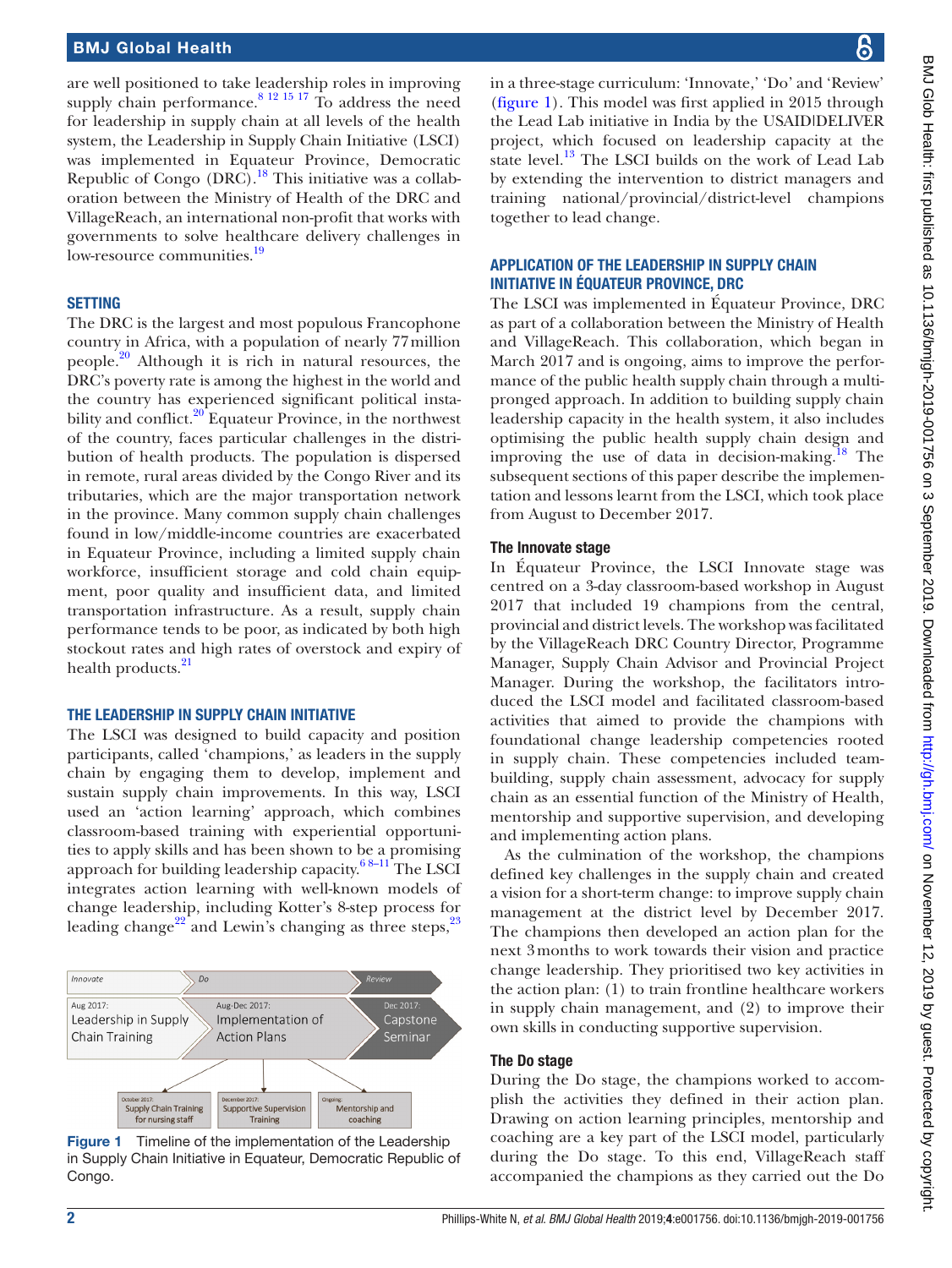are well positioned to take leadership roles in improving supply chain performance.[8 12 15 17] To address the need for leadership in supply chain at all levels of the health system, the Leadership in Supply Chain Initiative (LSCI) was implemented in Equateur Province, Democratic Republic of Congo (DRC).[18] This initiative was a collaboration between the Ministry of Health of the DRC and VillageReach, an international non-profit that works with governments to solve healthcare delivery challenges in low-resource communities.[19]

## SETTING

The DRC is the largest and most populous Francophone country in Africa, with a population of nearly 77 million people.[20] Although it is rich in natural resources, the DRC's poverty rate is among the highest in the world and the country has experienced significant political instability and conflict.[20] Equateur Province, in the northwest of the country, faces particular challenges in the distribution of health products. The population is dispersed in remote, rural areas divided by the Congo River and its tributaries, which are the major transportation network in the province. Many common supply chain challenges found in low/middle-income countries are exacerbated in Equateur Province, including a limited supply chain workforce, insufficient storage and cold chain equipment, poor quality and insufficient data, and limited transportation infrastructure. As a result, supply chain performance tends to be poor, as indicated by both high stockout rates and high rates of overstock and expiry of health products.[21]

## THE LEADERSHIP IN SUPPLY CHAIN INITIATIVE

The LSCI was designed to build capacity and position participants, called 'champions,' as leaders in the supply chain by engaging them to develop, implement and sustain supply chain improvements. In this way, LSCI used an 'action learning' approach, which combines classroom-based training with experiential opportunities to apply skills and has been shown to be a promising approach for building leadership capacity.[6 8–11] The LSCI integrates action learning with well-known models of change leadership, including Kotter's 8-step process for leading change[22] and Lewin's changing as three steps,[23] in a three-stage curriculum: 'Innovate,' 'Do' and 'Review' (figure 1). This model was first applied in 2015 through the Lead Lab initiative in India by the USAID|DELIVER project, which focused on leadership capacity at the state level.[13] The LSCI builds on the work of Lead Lab by extending the intervention to district managers and training national/provincial/district-level champions together to lead change.

Innovate | Do | Review

Aug 2017: Leadership in Supply Chain Training | Aug-Dec 2017: Implementation of Action Plans | Dec 2017: Capstone Seminar

October 2017: Supply Chain Training for nursing staff | December 2017: Supportive Supervision Training | Ongoing: Mentorship and coaching

Figure 1 Timeline of the implementation of the Leadership in Supply Chain Initiative in Equateur, Democratic Republic of Congo.

## APPLICATION OF THE LEADERSHIP IN SUPPLY CHAIN INITIATIVE IN ÉQUATEUR PROVINCE, DRC

The LSCI was implemented in Équateur Province, DRC as part of a collaboration between the Ministry of Health and VillageReach. This collaboration, which began in March 2017 and is ongoing, aims to improve the performance of the public health supply chain through a multipronged approach. In addition to building supply chain leadership capacity in the health system, it also includes optimising the public health supply chain design and improving the use of data in decision-making.[18] The subsequent sections of this paper describe the implementation and lessons learnt from the LSCI, which took place from August to December 2017.

### The Innovate stage

In Équateur Province, the LSCI Innovate stage was centred on a 3-day classroom-based workshop in August 2017 that included 19 champions from the central, provincial and district levels. The workshop was facilitated by the VillageReach DRC Country Director, Programme Manager, Supply Chain Advisor and Provincial Project Manager. During the workshop, the facilitators introduced the LSCI model and facilitated classroom-based activities that aimed to provide the champions with foundational change leadership competencies rooted in supply chain. These competencies included teambuilding, supply chain assessment, advocacy for supply chain as an essential function of the Ministry of Health, mentorship and supportive supervision, and developing and implementing action plans.

As the culmination of the workshop, the champions defined key challenges in the supply chain and created a vision for a short-term change: to improve supply chain management at the district level by December 2017. The champions then developed an action plan for the next 3 months to work towards their vision and practice change leadership. They prioritised two key activities in the action plan: (1) to train frontline healthcare workers in supply chain management, and (2) to improve their own skills in conducting supportive supervision.

### The Do stage

During the Do stage, the champions worked to accomplish the activities they defined in their action plan. Drawing on action learning principles, mentorship and coaching are a key part of the LSCI model, particularly during the Do stage. To this end, VillageReach staff accompanied the champions as they carried out the Do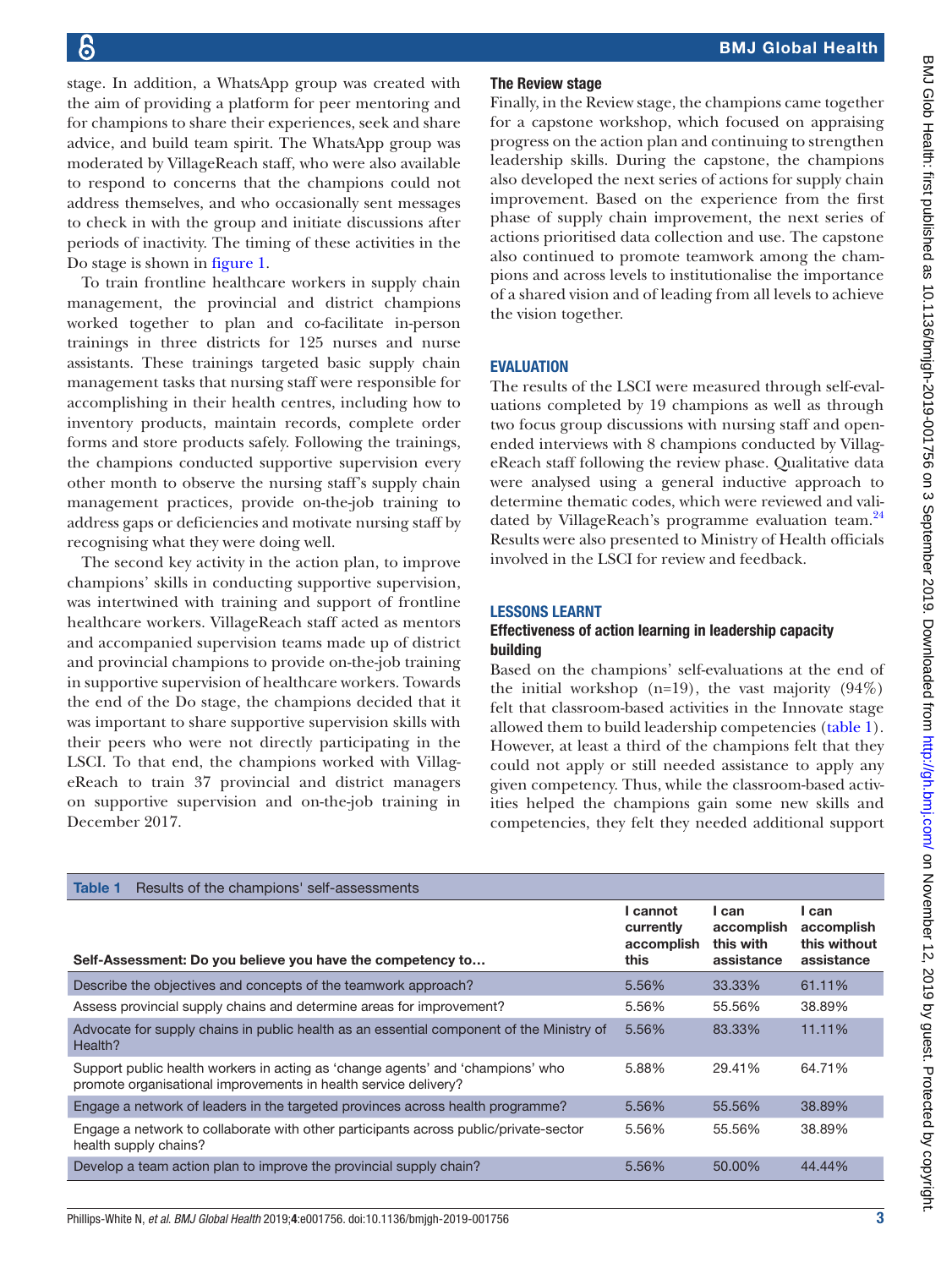stage. In addition, a WhatsApp group was created with the aim of providing a platform for peer mentoring and for champions to share their experiences, seek and share advice, and build team spirit. The WhatsApp group was moderated by VillageReach staff, who were also available to respond to concerns that the champions could not address themselves, and who occasionally sent messages to check in with the group and initiate discussions after periods of inactivity. The timing of these activities in the Do stage is shown in figure 1.

To train frontline healthcare workers in supply chain management, the provincial and district champions worked together to plan and co-facilitate in-person trainings in three districts for 125 nurses and nurse assistants. These trainings targeted basic supply chain management tasks that nursing staff were responsible for accomplishing in their health centres, including how to inventory products, maintain records, complete order forms and store products safely. Following the trainings, the champions conducted supportive supervision every other month to observe the nursing staff's supply chain management practices, provide on-the-job training to address gaps or deficiencies and motivate nursing staff by recognising what they were doing well.

The second key activity in the action plan, to improve champions' skills in conducting supportive supervision, was intertwined with training and support of frontline healthcare workers. VillageReach staff acted as mentors and accompanied supervision teams made up of district and provincial champions to provide on-the-job training in supportive supervision of healthcare workers. Towards the end of the Do stage, the champions decided that it was important to share supportive supervision skills with their peers who were not directly participating in the LSCI. To that end, the champions worked with VillageReach to train 37 provincial and district managers on supportive supervision and on-the-job training in December 2017.

### The Review stage

Finally, in the Review stage, the champions came together for a capstone workshop, which focused on appraising progress on the action plan and continuing to strengthen leadership skills. During the capstone, the champions also developed the next series of actions for supply chain improvement. Based on the experience from the first phase of supply chain improvement, the next series of actions prioritised data collection and use. The capstone also continued to promote teamwork among the champions and across levels to institutionalise the importance of a shared vision and of leading from all levels to achieve the vision together.

## EVALUATION

The results of the LSCI were measured through self-evaluations completed by 19 champions as well as through two focus group discussions with nursing staff and open-ended interviews with 8 champions conducted by VillageReach staff following the review phase. Qualitative data were analysed using a general inductive approach to determine thematic codes, which were reviewed and validated by VillageReach's programme evaluation team.[24] Results were also presented to Ministry of Health officials involved in the LSCI for review and feedback.

## LESSONS LEARNT

### Effectiveness of action learning in leadership capacity building

Based on the champions' self-evaluations at the end of the initial workshop (n=19), the vast majority (94%) felt that classroom-based activities in the Innovate stage allowed them to build leadership competencies (table 1). However, at least a third of the champions felt that they could not apply or still needed assistance to apply any given competency. Thus, while the classroom-based activities helped the champions gain some new skills and competencies, they felt they needed additional support

**Table 1** Results of the champions' self-assessments

| Self-Assessment: Do you believe you have the competency to… | I cannot currently accomplish this | I can accomplish this with assistance | I can accomplish this without assistance |
|---|---|---|---|
| Describe the objectives and concepts of the teamwork approach? | 5.56% | 33.33% | 61.11% |
| Assess provincial supply chains and determine areas for improvement? | 5.56% | 55.56% | 38.89% |
| Advocate for supply chains in public health as an essential component of the Ministry of Health? | 5.56% | 83.33% | 11.11% |
| Support public health workers in acting as 'change agents' and 'champions' who promote organisational improvements in health service delivery? | 5.88% | 29.41% | 64.71% |
| Engage a network of leaders in the targeted provinces across health programme? | 5.56% | 55.56% | 38.89% |
| Engage a network to collaborate with other participants across public/private-sector health supply chains? | 5.56% | 55.56% | 38.89% |
| Develop a team action plan to improve the provincial supply chain? | 5.56% | 50.00% | 44.44% |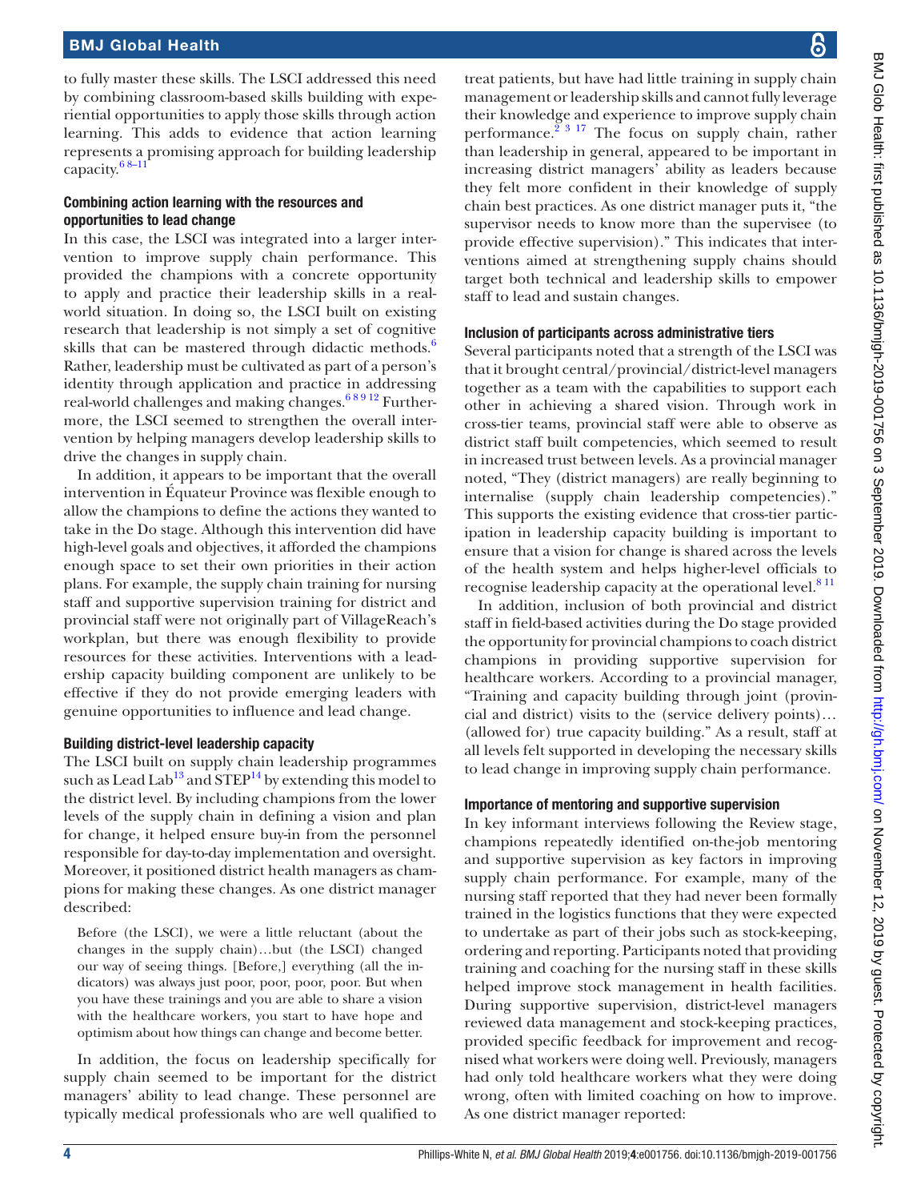to fully master these skills. The LSCI addressed this need by combining classroom-based skills building with experiential opportunities to apply those skills through action learning. This adds to evidence that action learning represents a promising approach for building leadership capacity.[6 8–11]

### Combining action learning with the resources and opportunities to lead change

In this case, the LSCI was integrated into a larger intervention to improve supply chain performance. This provided the champions with a concrete opportunity to apply and practice their leadership skills in a real-world situation. In doing so, the LSCI built on existing research that leadership is not simply a set of cognitive skills that can be mastered through didactic methods.[6] Rather, leadership must be cultivated as part of a person's identity through application and practice in addressing real-world challenges and making changes.[6 8 9 12] Furthermore, the LSCI seemed to strengthen the overall intervention by helping managers develop leadership skills to drive the changes in supply chain.

In addition, it appears to be important that the overall intervention in Équateur Province was flexible enough to allow the champions to define the actions they wanted to take in the Do stage. Although this intervention did have high-level goals and objectives, it afforded the champions enough space to set their own priorities in their action plans. For example, the supply chain training for nursing staff and supportive supervision training for district and provincial staff were not originally part of VillageReach's workplan, but there was enough flexibility to provide resources for these activities. Interventions with a leadership capacity building component are unlikely to be effective if they do not provide emerging leaders with genuine opportunities to influence and lead change.

### Building district-level leadership capacity

The LSCI built on supply chain leadership programmes such as Lead Lab[13] and STEP[14] by extending this model to the district level. By including champions from the lower levels of the supply chain in defining a vision and plan for change, it helped ensure buy-in from the personnel responsible for day-to-day implementation and oversight. Moreover, it positioned district health managers as champions for making these changes. As one district manager described:

> Before (the LSCI), we were a little reluctant (about the changes in the supply chain)…but (the LSCI) changed our way of seeing things. [Before,] everything (all the indicators) was always just poor, poor, poor, poor. But when you have these trainings and you are able to share a vision with the healthcare workers, you start to have hope and optimism about how things can change and become better.

In addition, the focus on leadership specifically for supply chain seemed to be important for the district managers' ability to lead change. These personnel are typically medical professionals who are well qualified to treat patients, but have had little training in supply chain management or leadership skills and cannot fully leverage their knowledge and experience to improve supply chain performance.[2 3 17] The focus on supply chain, rather than leadership in general, appeared to be important in increasing district managers' ability as leaders because they felt more confident in their knowledge of supply chain best practices. As one district manager puts it, "the supervisor needs to know more than the supervisee (to provide effective supervision)." This indicates that interventions aimed at strengthening supply chains should target both technical and leadership skills to empower staff to lead and sustain changes.

### Inclusion of participants across administrative tiers

Several participants noted that a strength of the LSCI was that it brought central/provincial/district-level managers together as a team with the capabilities to support each other in achieving a shared vision. Through work in cross-tier teams, provincial staff were able to observe as district staff built competencies, which seemed to result in increased trust between levels. As a provincial manager noted, "They (district managers) are really beginning to internalise (supply chain leadership competencies)." This supports the existing evidence that cross-tier participation in leadership capacity building is important to ensure that a vision for change is shared across the levels of the health system and helps higher-level officials to recognise leadership capacity at the operational level.[8 11]

In addition, inclusion of both provincial and district staff in field-based activities during the Do stage provided the opportunity for provincial champions to coach district champions in providing supportive supervision for healthcare workers. According to a provincial manager, "Training and capacity building through joint (provincial and district) visits to the (service delivery points)… (allowed for) true capacity building." As a result, staff at all levels felt supported in developing the necessary skills to lead change in improving supply chain performance.

### Importance of mentoring and supportive supervision

In key informant interviews following the Review stage, champions repeatedly identified on-the-job mentoring and supportive supervision as key factors in improving supply chain performance. For example, many of the nursing staff reported that they had never been formally trained in the logistics functions that they were expected to undertake as part of their jobs such as stock-keeping, ordering and reporting. Participants noted that providing training and coaching for the nursing staff in these skills helped improve stock management in health facilities. During supportive supervision, district-level managers reviewed data management and stock-keeping practices, provided specific feedback for improvement and recognised what workers were doing well. Previously, managers had only told healthcare workers what they were doing wrong, often with limited coaching on how to improve. As one district manager reported: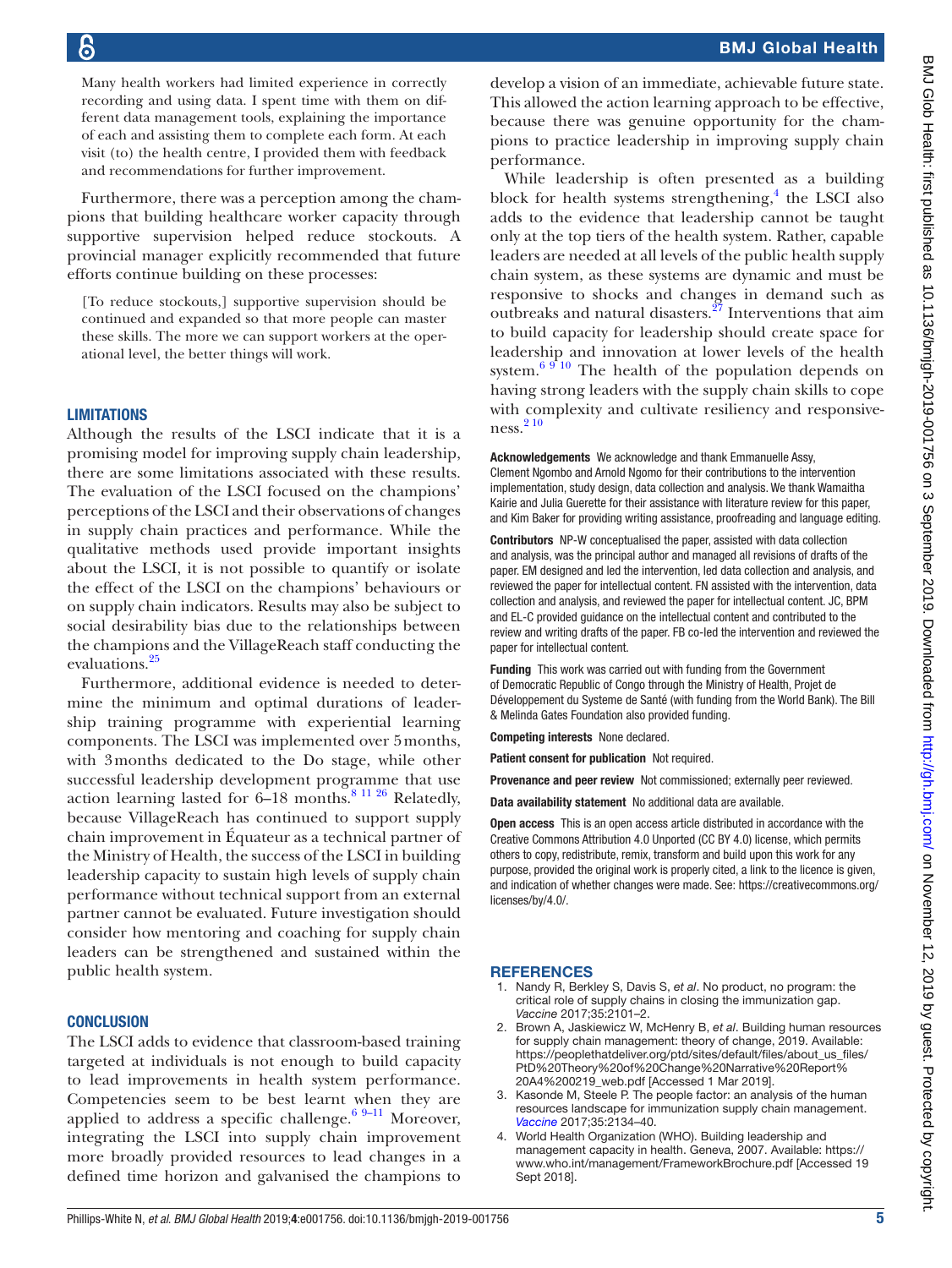Many health workers had limited experience in correctly recording and using data. I spent time with them on different data management tools, explaining the importance of each and assisting them to complete each form. At each visit (to) the health centre, I provided them with feedback and recommendations for further improvement.

Furthermore, there was a perception among the champions that building healthcare worker capacity through supportive supervision helped reduce stockouts. A provincial manager explicitly recommended that future efforts continue building on these processes:

> [To reduce stockouts,] supportive supervision should be continued and expanded so that more people can master these skills. The more we can support workers at the operational level, the better things will work.

## LIMITATIONS

Although the results of the LSCI indicate that it is a promising model for improving supply chain leadership, there are some limitations associated with these results. The evaluation of the LSCI focused on the champions' perceptions of the LSCI and their observations of changes in supply chain practices and performance. While the qualitative methods used provide important insights about the LSCI, it is not possible to quantify or isolate the effect of the LSCI on the champions' behaviours or on supply chain indicators. Results may also be subject to social desirability bias due to the relationships between the champions and the VillageReach staff conducting the evaluations.[25]

Furthermore, additional evidence is needed to determine the minimum and optimal durations of leadership training programme with experiential learning components. The LSCI was implemented over 5 months, with 3 months dedicated to the Do stage, while other successful leadership development programme that use action learning lasted for 6–18 months.[8,11,26] Relatedly, because VillageReach has continued to support supply chain improvement in Équateur as a technical partner of the Ministry of Health, the success of the LSCI in building leadership capacity to sustain high levels of supply chain performance without technical support from an external partner cannot be evaluated. Future investigation should consider how mentoring and coaching for supply chain leaders can be strengthened and sustained within the public health system.

## CONCLUSION

The LSCI adds to evidence that classroom-based training targeted at individuals is not enough to build capacity to lead improvements in health system performance. Competencies seem to be best learnt when they are applied to address a specific challenge.[6,9–11] Moreover, integrating the LSCI into supply chain improvement more broadly provided resources to lead changes in a defined time horizon and galvanised the champions to develop a vision of an immediate, achievable future state. This allowed the action learning approach to be effective, because there was genuine opportunity for the champions to practice leadership in improving supply chain performance.

While leadership is often presented as a building block for health systems strengthening,[4] the LSCI also adds to the evidence that leadership cannot be taught only at the top tiers of the health system. Rather, capable leaders are needed at all levels of the public health supply chain system, as these systems are dynamic and must be responsive to shocks and changes in demand such as outbreaks and natural disasters.[27] Interventions that aim to build capacity for leadership should create space for leadership and innovation at lower levels of the health system.[6,9,10] The health of the population depends on having strong leaders with the supply chain skills to cope with complexity and cultivate resiliency and responsiveness.[2,10]

**Acknowledgements** We acknowledge and thank Emmanuelle Assy, Clement Ngombo and Arnold Ngomo for their contributions to the intervention implementation, study design, data collection and analysis. We thank Wamaitha Kairie and Julia Guerette for their assistance with literature review for this paper, and Kim Baker for providing writing assistance, proofreading and language editing.

**Contributors** NP-W conceptualised the paper, assisted with data collection and analysis, was the principal author and managed all revisions of drafts of the paper. EM designed and led the intervention, led data collection and analysis, and reviewed the paper for intellectual content. FN assisted with the intervention, data collection and analysis, and reviewed the paper for intellectual content. JC, BPM and EL-C provided guidance on the intellectual content and contributed to the review and writing drafts of the paper. FB co-led the intervention and reviewed the paper for intellectual content.

**Funding** This work was carried out with funding from the Government of Democratic Republic of Congo through the Ministry of Health, Projet de Développement du Systeme de Santé (with funding from the World Bank). The Bill & Melinda Gates Foundation also provided funding.

**Competing interests** None declared.

**Patient consent for publication** Not required.

**Provenance and peer review** Not commissioned; externally peer reviewed.

**Data availability statement** No additional data are available.

**Open access** This is an open access article distributed in accordance with the Creative Commons Attribution 4.0 Unported (CC BY 4.0) license, which permits others to copy, redistribute, remix, transform and build upon this work for any purpose, provided the original work is properly cited, a link to the licence is given, and indication of whether changes were made. See: https://creativecommons.org/licenses/by/4.0/.

## REFERENCES

1. Nandy R, Berkley S, Davis S, *et al*. No product, no program: the critical role of supply chains in closing the immunization gap. *Vaccine* 2017;35:2101–2.
2. Brown A, Jaskiewicz W, McHenry B, *et al*. Building human resources for supply chain management: theory of change, 2019. Available: https://peoplethatdeliver.org/ptd/sites/default/files/about_us_files/PtD%20Theory%20of%20Change%20Narrative%20Report%20A4%200219_web.pdf [Accessed 1 Mar 2019].
3. Kasonde M, Steele P. The people factor: an analysis of the human resources landscape for immunization supply chain management. *Vaccine* 2017;35:2134–40.
4. World Health Organization (WHO). Building leadership and management capacity in health. Geneva, 2007. Available: https://www.who.int/management/FrameworkBrochure.pdf [Accessed 19 Sept 2018].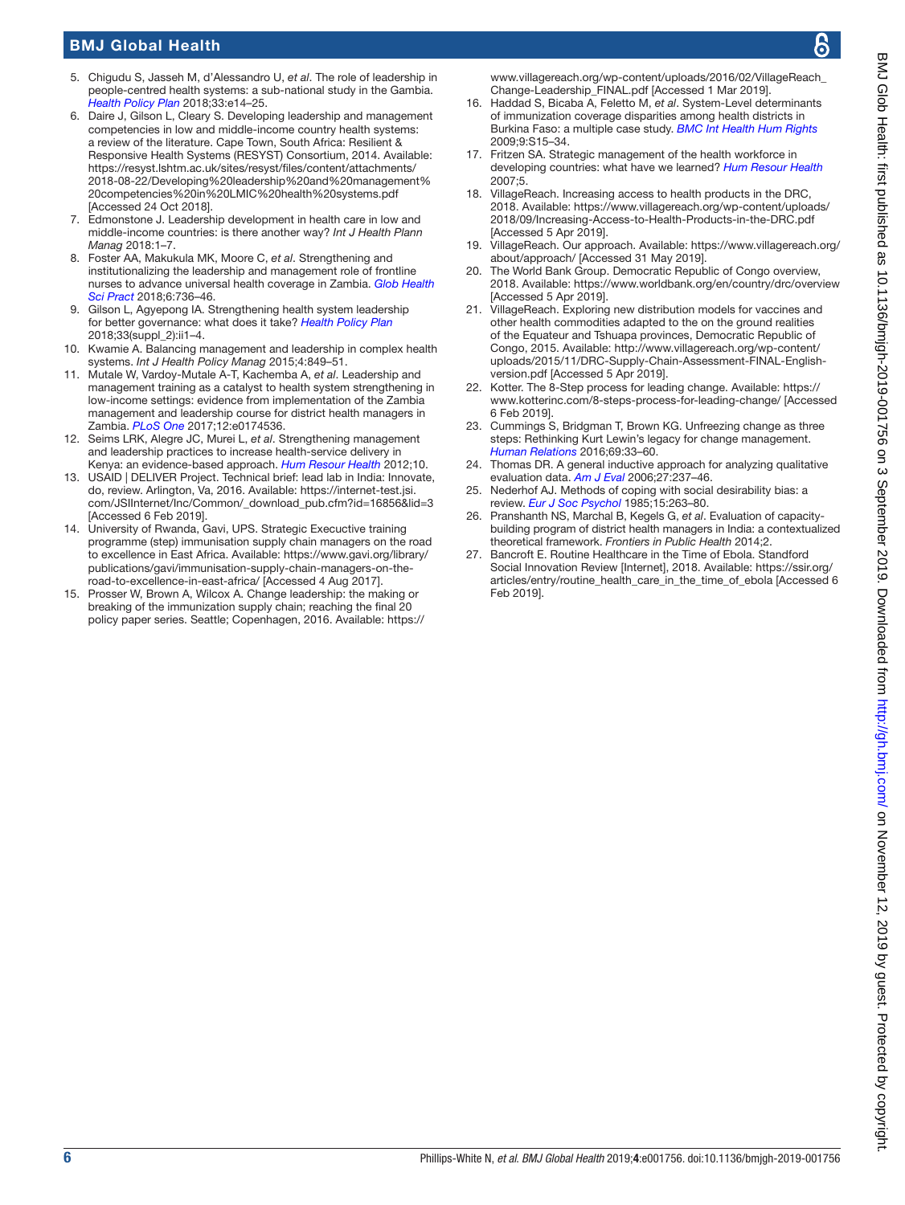5. Chigudu S, Jasseh M, d'Alessandro U, *et al*. The role of leadership in people-centred health systems: a sub-national study in the Gambia. *Health Policy Plan* 2018;33:e14–25.
6. Daire J, Gilson L, Cleary S. Developing leadership and management competencies in low and middle-income country health systems: a review of the literature. Cape Town, South Africa: Resilient & Responsive Health Systems (RESYST) Consortium, 2014. Available: https://resyst.lshtm.ac.uk/sites/resyst/files/content/attachments/2018-08-22/Developing%20leadership%20and%20management%20competencies%20in%20LMIC%20health%20systems.pdf [Accessed 24 Oct 2018].
7. Edmonstone J. Leadership development in health care in low and middle-income countries: is there another way? *Int J Health Plann Manag* 2018:1–7.
8. Foster AA, Makukula MK, Moore C, *et al*. Strengthening and institutionalizing the leadership and management role of frontline nurses to advance universal health coverage in Zambia. *Glob Health Sci Pract* 2018;6:736–46.
9. Gilson L, Agyepong IA. Strengthening health system leadership for better governance: what does it take? *Health Policy Plan* 2018;33(suppl_2):ii1–4.
10. Kwamie A. Balancing management and leadership in complex health systems. *Int J Health Policy Manag* 2015;4:849–51.
11. Mutale W, Vardoy-Mutale A-T, Kachemba A, *et al*. Leadership and management training as a catalyst to health system strengthening in low-income settings: evidence from implementation of the Zambia management and leadership course for district health managers in Zambia. *PLoS One* 2017;12:e0174536.
12. Seims LRK, Alegre JC, Murei L, *et al*. Strengthening management and leadership practices to increase health-service delivery in Kenya: an evidence-based approach. *Hum Resour Health* 2012;10.
13. USAID | DELIVER Project. Technical brief: lead lab in India: Innovate, do, review. Arlington, Va, 2016. Available: https://internet-test.jsi.com/JSIInternet/Inc/Common/_download_pub.cfm?id=16856&lid=3 [Accessed 6 Feb 2019].
14. University of Rwanda, Gavi, UPS. Strategic Executive training programme (step) immunisation supply chain managers on the road to excellence in East Africa. Available: https://www.gavi.org/library/publications/gavi/immunisation-supply-chain-managers-on-the-road-to-excellence-in-east-africa/ [Accessed 4 Aug 2017].
15. Prosser W, Brown A, Wilcox A. Change leadership: the making or breaking of the immunization supply chain; reaching the final 20 policy paper series. Seattle; Copenhagen, 2016. Available: https://www.villagereach.org/wp-content/uploads/2016/02/VillageReach_Change-Leadership_FINAL.pdf [Accessed 1 Mar 2019].
16. Haddad S, Bicaba A, Feletto M, *et al*. System-Level determinants of immunization coverage disparities among health districts in Burkina Faso: a multiple case study. *BMC Int Health Hum Rights* 2009;9:S15–34.
17. Fritzen SA. Strategic management of the health workforce in developing countries: what have we learned? *Hum Resour Health* 2007;5.
18. VillageReach. Increasing access to health products in the DRC, 2018. Available: https://www.villagereach.org/wp-content/uploads/2018/09/Increasing-Access-to-Health-Products-in-the-DRC.pdf [Accessed 5 Apr 2019].
19. VillageReach. Our approach. Available: https://www.villagereach.org/about/approach/ [Accessed 31 May 2019].
20. The World Bank Group. Democratic Republic of Congo overview, 2018. Available: https://www.worldbank.org/en/country/drc/overview [Accessed 5 Apr 2019].
21. VillageReach. Exploring new distribution models for vaccines and other health commodities adapted to the on the ground realities of the Equateur and Tshuapa provinces, Democratic Republic of Congo, 2015. Available: http://www.villagereach.org/wp-content/uploads/2015/11/DRC-Supply-Chain-Assessment-FINAL-English-version.pdf [Accessed 5 Apr 2019].
22. Kotter. The 8-Step process for leading change. Available: https://www.kotterinc.com/8-steps-process-for-leading-change/ [Accessed 6 Feb 2019].
23. Cummings S, Bridgman T, Brown KG. Unfreezing change as three steps: Rethinking Kurt Lewin's legacy for change management. *Human Relations* 2016;69:33–60.
24. Thomas DR. A general inductive approach for analyzing qualitative evaluation data. *Am J Eval* 2006;27:237–46.
25. Nederhof AJ. Methods of coping with social desirability bias: a review. *Eur J Soc Psychol* 1985;15:263–80.
26. Pranshanth NS, Marchal B, Kegels G, *et al*. Evaluation of capacity-building program of district health managers in India: a contextualized theoretical framework. *Frontiers in Public Health* 2014;2.
27. Bancroft E. Routine Healthcare in the Time of Ebola. Standford Social Innovation Review [Internet], 2018. Available: https://ssir.org/articles/entry/routine_health_care_in_the_time_of_ebola [Accessed 6 Feb 2019].